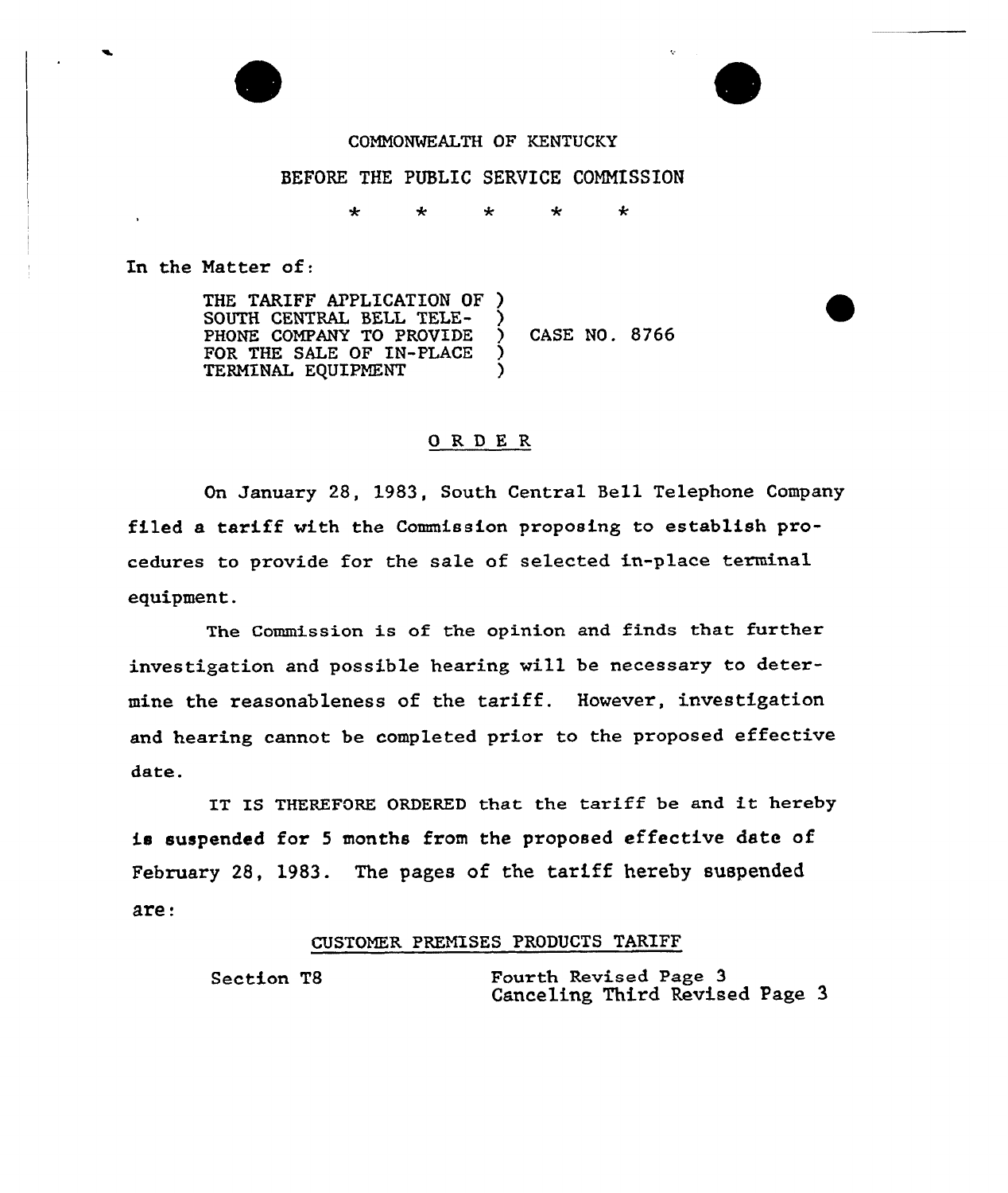COMMONWEALTH OF KENTUCKY

BEFORE THE PUBLIC SERVICE COMMISSION

\* \* \* \* \*

In the Matter of:

THE TARIFF APPLICATION OF SOUTH CENTRAL BELL TELEPHONE COMPANY TO PROVIDE FOR THE SALE OF IN-PLACE TERMINAL EQUIPMENT ) CASE NO. 8766

## O R D E R

On January 28, 1983, South Central Bell Telephone Company filed a tariff with the Commission proposing to establish procedures to provide for the sale of selected in-place terminal equipment.

The Commission is of the opinion and finds that further investigation and possible hearing will be necessary to determine the reasonableness of the tariff. However, investigation and hearing cannot be completed prior to the proposed effective date.

IT IS THEREFORE ORDERED that the tariff be and it hereby is suspended for 5 months from the proposed effective date of February 28, 1983. The pages of the tariff hereby suspended are:

CUSTOMER PREMISES PRODUCTS TARIFF

Section T8 — Fourth Revised Page 3
Canceling Third Revised Page 3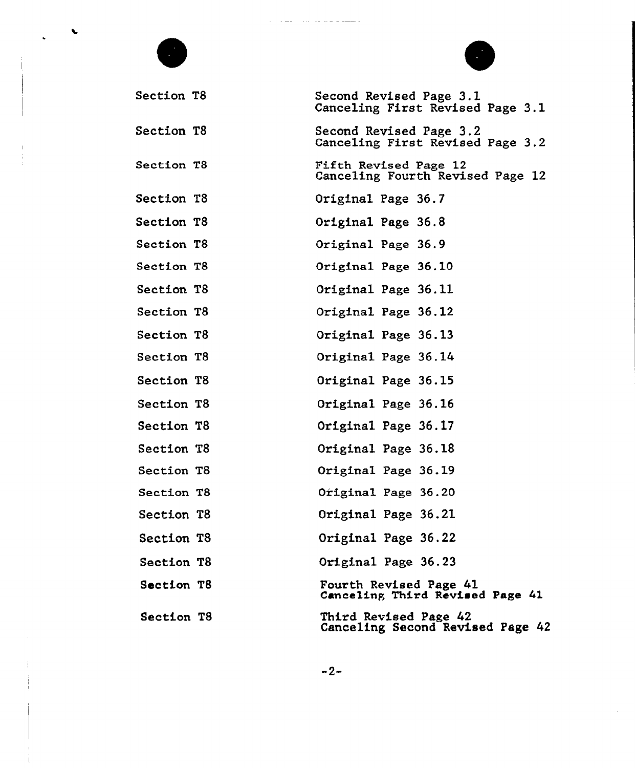| | |
|---|---|
| Section T8 | Second Revised Page 3.1<br>Canceling First Revised Page 3.1 |
| Section T8 | Second Revised Page 3.2<br>Canceling First Revised Page 3.2 |
| Section T8 | Fifth Revised Page 12<br>Canceling Fourth Revised Page 12 |
| Section T8 | Original Page 36.7 |
| Section T8 | Original Page 36.8 |
| Section T8 | Original Page 36.9 |
| Section T8 | Original Page 36.10 |
| Section T8 | Original Page 36.11 |
| Section T8 | Original Page 36.12 |
| Section T8 | Original Page 36.13 |
| Section T8 | Original Page 36.14 |
| Section T8 | Original Page 36.15 |
| Section T8 | Original Page 36.16 |
| Section T8 | Original Page 36.17 |
| Section T8 | Original Page 36.18 |
| Section T8 | Original Page 36.19 |
| Section T8 | Original Page 36.20 |
| Section T8 | Original Page 36.21 |
| Section T8 | Original Page 36.22 |
| Section T8 | Original Page 36.23 |
| Section T8 | Fourth Revised Page 41<br>Canceling Third Revised Page 41 |
| Section T8 | Third Revised Page 42<br>Canceling Second Revised Page 42 |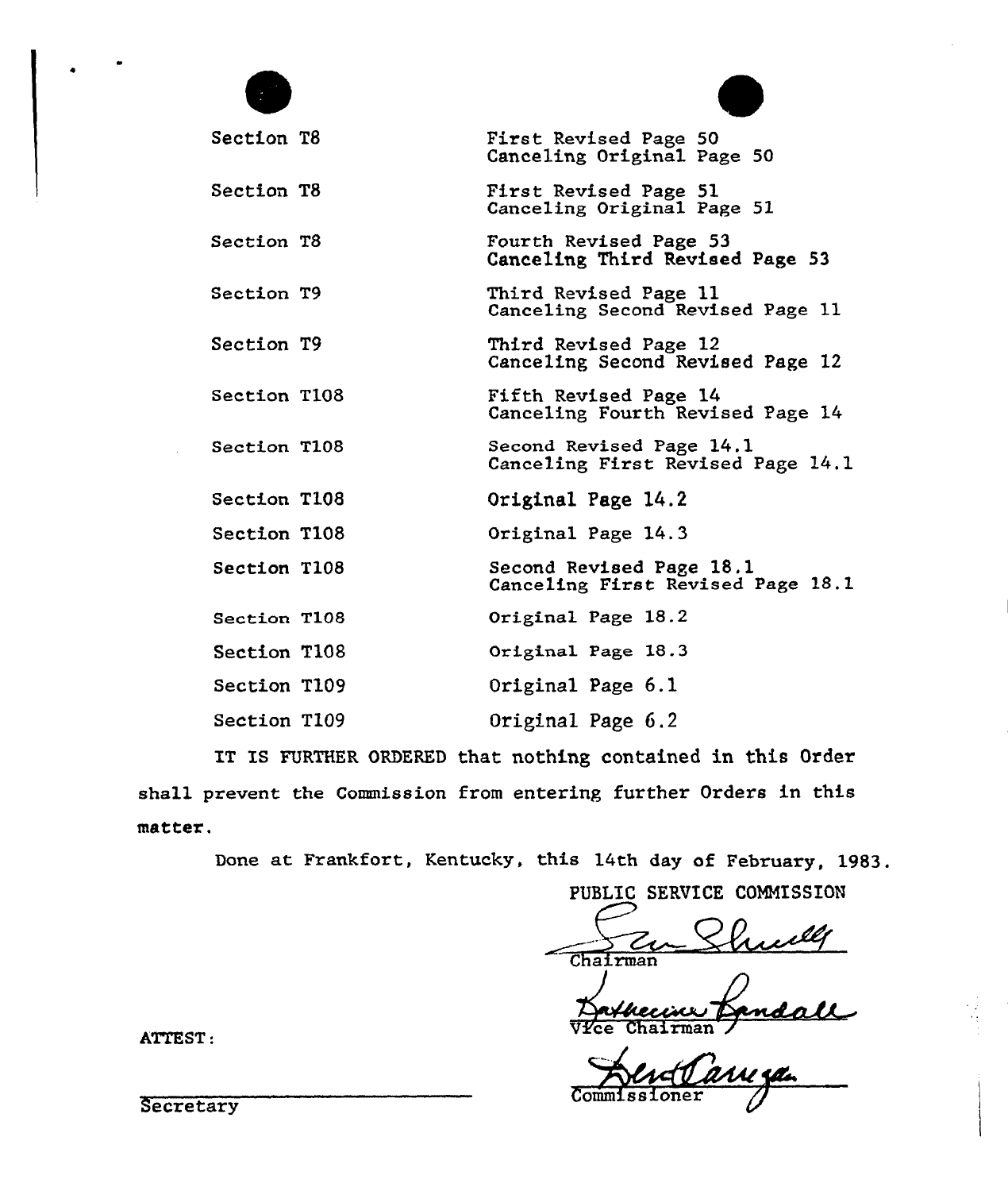| | |
|---|---|
| Section T8 | First Revised Page 50<br>Canceling Original Page 50 |
| Section T8 | First Revised Page 51<br>Canceling Original Page 51 |
| Section T8 | Fourth Revised Page 53<br>Canceling Third Revised Page 53 |
| Section T9 | Third Revised Page 11<br>Canceling Second Revised Page 11 |
| Section T9 | Third Revised Page 12<br>Canceling Second Revised Page 12 |
| Section T108 | Fifth Revised Page 14<br>Canceling Fourth Revised Page 14 |
| Section T108 | Second Revised Page 14.1<br>Canceling First Revised Page 14.1 |
| Section T108 | Original Page 14.2 |
| Section T108 | Original Page 14.3 |
| Section T108 | Second Revised Page 18.1<br>Canceling First Revised Page 18.1 |
| Section T108 | Original Page 18.2 |
| Section T108 | Original Page 18.3 |
| Section T109 | Original Page 6.1 |
| Section T109 | Original Page 6.2 |

IT IS FURTHER ORDERED that nothing contained in this Order shall prevent the Commission from entering further Orders in this matter.

Done at Frankfort, Kentucky, this 14th day of February, 1983.

PUBLIC SERVICE COMMISSION

Chairman

Vice Chairman

Commissioner

ATTEST:

Secretary